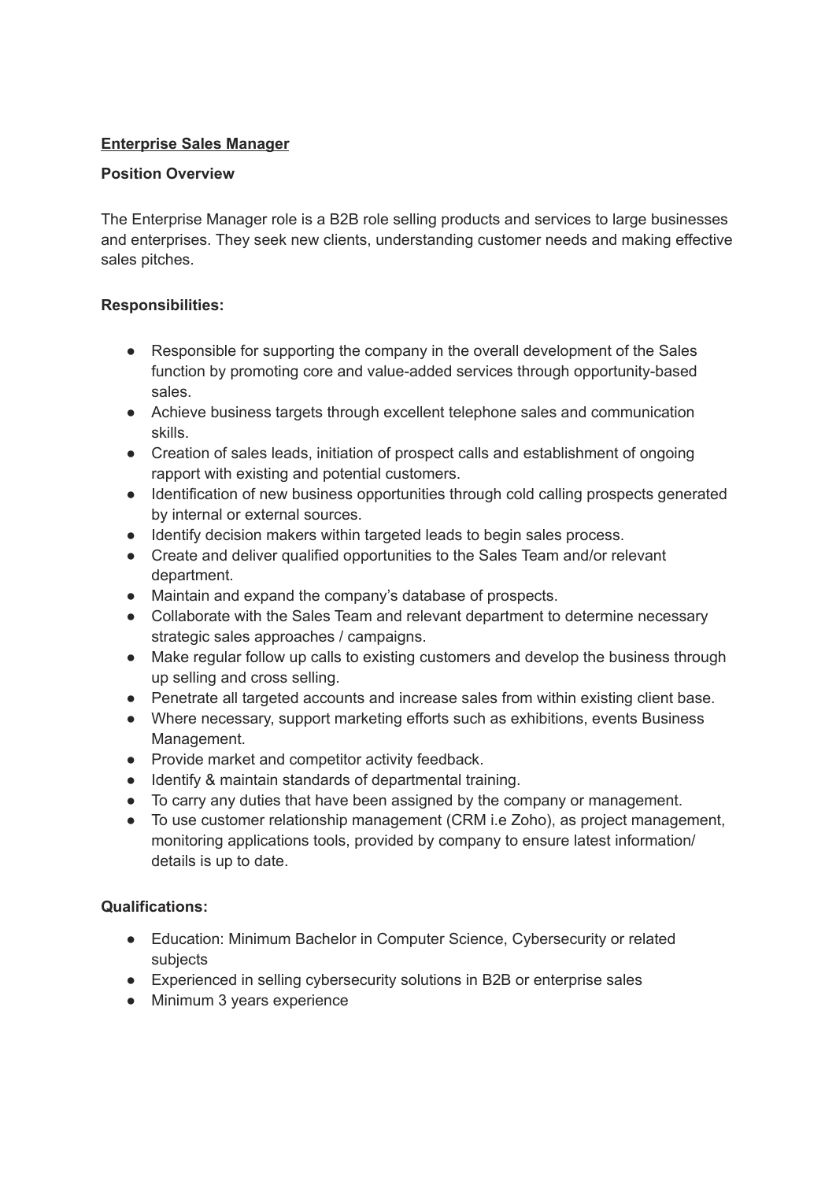# Enterprise Sales Manager

## Position Overview

The Enterprise Manager role is a B2B role selling products and services to large businesses and enterprises. They seek new clients, understanding customer needs and making effective sales pitches.

## Responsibilities:

- Responsible for supporting the company in the overall development of the Sales function by promoting core and value-added services through opportunity-based sales.
- Achieve business targets through excellent telephone sales and communication skills.
- Creation of sales leads, initiation of prospect calls and establishment of ongoing rapport with existing and potential customers.
- Identification of new business opportunities through cold calling prospects generated by internal or external sources.
- Identify decision makers within targeted leads to begin sales process.
- Create and deliver qualified opportunities to the Sales Team and/or relevant department.
- Maintain and expand the company's database of prospects.
- Collaborate with the Sales Team and relevant department to determine necessary strategic sales approaches / campaigns.
- Make regular follow up calls to existing customers and develop the business through up selling and cross selling.
- Penetrate all targeted accounts and increase sales from within existing client base.
- Where necessary, support marketing efforts such as exhibitions, events Business Management.
- Provide market and competitor activity feedback.
- Identify & maintain standards of departmental training.
- To carry any duties that have been assigned by the company or management.
- To use customer relationship management (CRM i.e Zoho), as project management, monitoring applications tools, provided by company to ensure latest information/ details is up to date.

## Qualifications:

- Education: Minimum Bachelor in Computer Science, Cybersecurity or related subjects
- Experienced in selling cybersecurity solutions in B2B or enterprise sales
- Minimum 3 years experience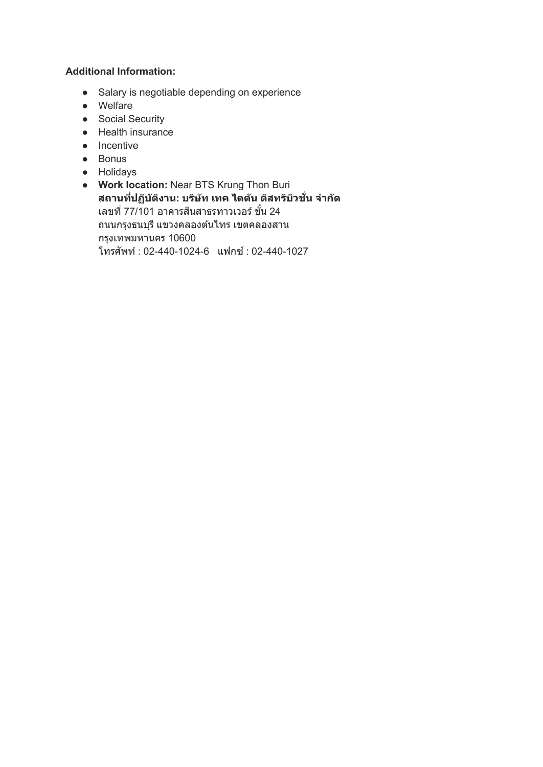**Additional Information:**

- Salary is negotiable depending on experience
- Welfare
- Social Security
- Health insurance
- Incentive
- Bonus
- Holidays
- **Work location:** Near BTS Krung Thon Buri
  **สถานที่ปฏิบัติงาน: บริษัท เทค ไตตัน ดิสทริบิวชั่น จำกัด**
  เลขที่ 77/101 อาคารสินสาธรทาวเวอร์ ชั้น 24
  ถนนกรุงธนบุรี แขวงคลองต้นไทร เขตคลองสาน
  กรุงเทพมหานคร 10600
  โทรศัพท์ : 02-440-1024-6   แฟกซ์ : 02-440-1027